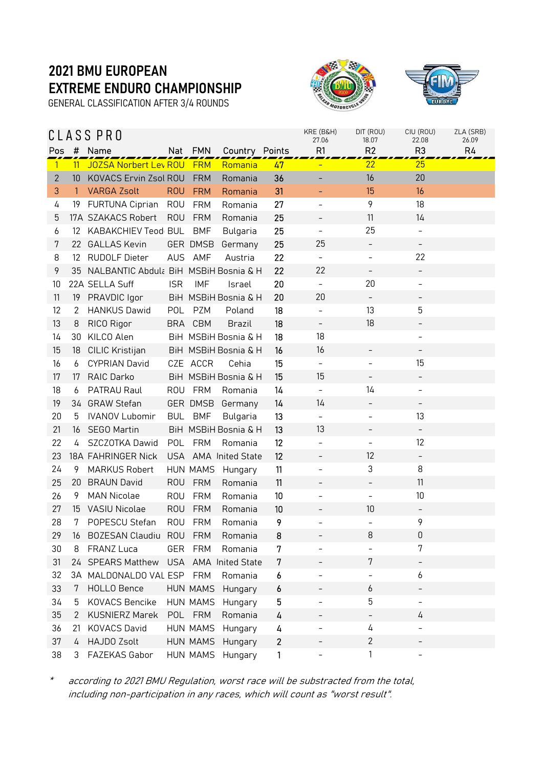# 2021 BMU EUROPEAN EXTREME ENDURO CHAMPIONSHIP

GENERAL CLASSIFICATION AFTER 3/4 ROUNDS

## CLASS PRO

| Pos | # | Name | Nat | FMN | Country | Points | KRE (B&H) 27.06 R1 | DIT (ROU) 18.07 R2 | CIU (ROU) 22.08 R3 | ZLA (SRB) 26.09 R4 |
|---|---|---|---|---|---|---|---|---|---|---|
| 1 | 11 | JOZSA Norbert Lev | ROU | FRM | Romania | 47 | - | 22 | 25 | |
| 2 | 10 | KOVACS Ervin Zsol | ROU | FRM | Romania | 36 | - | 16 | 20 | |
| 3 | 1 | VARGA Zsolt | ROU | FRM | Romania | 31 | - | 15 | 16 | |
| 4 | 19 | FURTUNA Ciprian | ROU | FRM | Romania | 27 | - | 9 | 18 | |
| 5 | 17A | SZAKACS Robert | ROU | FRM | Romania | 25 | - | 11 | 14 | |
| 6 | 12 | KABAKCHIEV Teod | BUL | BMF | Bulgaria | 25 | - | 25 | - | |
| 7 | 22 | GALLAS Kevin | GER | DMSB | Germany | 25 | 25 | - | - | |
| 8 | 12 | RUDOLF Dieter | AUS | AMF | Austria | 22 | - | - | 22 | |
| 9 | 35 | NALBANTIC Abdula | BiH | MSBiH | Bosnia & H | 22 | 22 | - | - | |
| 10 | 22A | SELLA Suff | ISR | IMF | Israel | 20 | - | 20 | - | |
| 11 | 19 | PRAVDIC Igor | BiH | MSBiH | Bosnia & H | 20 | 20 | - | - | |
| 12 | 2 | HANKUS Dawid | POL | PZM | Poland | 18 | - | 13 | 5 | |
| 13 | 8 | RICO Rigor | BRA | CBM | Brazil | 18 | - | 18 | - | |
| 14 | 30 | KILCO Alen | BiH | MSBiH | Bosnia & H | 18 | 18 | | - | |
| 15 | 18 | CILIC Kristijan | BiH | MSBiH | Bosnia & H | 16 | 16 | - | - | |
| 16 | 6 | CYPRIAN David | CZE | ACCR | Cehia | 15 | - | - | 15 | |
| 17 | 17 | RAIC Darko | BiH | MSBiH | Bosnia & H | 15 | 15 | - | - | |
| 18 | 6 | PATRAU Raul | ROU | FRM | Romania | 14 | - | 14 | - | |
| 19 | 34 | GRAW Stefan | GER | DMSB | Germany | 14 | 14 | - | - | |
| 20 | 5 | IVANOV Lubomir | BUL | BMF | Bulgaria | 13 | - | - | 13 | |
| 21 | 16 | SEGO Martin | BiH | MSBiH | Bosnia & H | 13 | 13 | - | - | |
| 22 | 4 | SZCZOTKA Dawid | POL | FRM | Romania | 12 | - | - | 12 | |
| 23 | 18A | FAHRINGER Nick | USA | AMA | Inited State | 12 | - | 12 | - | |
| 24 | 9 | MARKUS Robert | HUN | MAMS | Hungary | 11 | - | 3 | 8 | |
| 25 | 20 | BRAUN David | ROU | FRM | Romania | 11 | - | - | 11 | |
| 26 | 9 | MAN Nicolae | ROU | FRM | Romania | 10 | - | - | 10 | |
| 27 | 15 | VASIU Nicolae | ROU | FRM | Romania | 10 | - | 10 | - | |
| 28 | 7 | POPESCU Stefan | ROU | FRM | Romania | 9 | - | - | 9 | |
| 29 | 16 | BOZESAN Claudiu | ROU | FRM | Romania | 8 | - | 8 | 0 | |
| 30 | 8 | FRANZ Luca | GER | FRM | Romania | 7 | - | - | 7 | |
| 31 | 24 | SPEARS Matthew | USA | AMA | Inited State | 7 | - | 7 | - | |
| 32 | 3A | MALDONALDO VAL | ESP | FRM | Romania | 6 | - | - | 6 | |
| 33 | 7 | HOLLO Bence | HUN | MAMS | Hungary | 6 | - | 6 | - | |
| 34 | 5 | KOVACS Bencike | HUN | MAMS | Hungary | 5 | - | 5 | - | |
| 35 | 2 | KUSNIERZ Marek | POL | FRM | Romania | 4 | - | - | 4 | |
| 36 | 21 | KOVACS David | HUN | MAMS | Hungary | 4 | - | 4 | - | |
| 37 | 4 | HAJDO Zsolt | HUN | MAMS | Hungary | 2 | - | 2 | - | |
| 38 | 3 | FAZEKAS Gabor | HUN | MAMS | Hungary | 1 | - | 1 | - | |

\* *according to 2021 BMU Regulation, worst race will be substracted from the total, including non-participation in any races, which will count as "worst result".*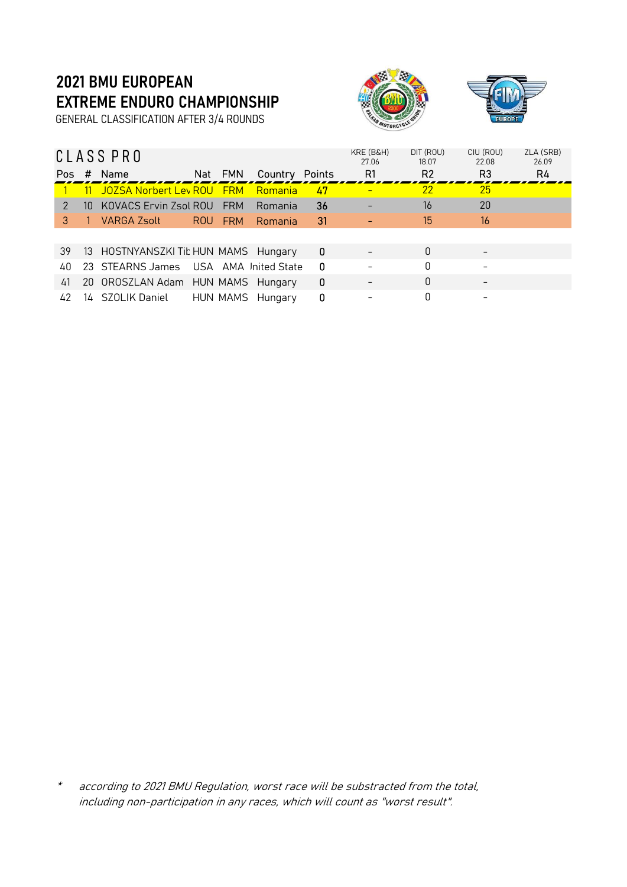# 2021 BMU EUROPEAN EXTREME ENDURO CHAMPIONSHIP

GENERAL CLASSIFICATION AFTER 3/4 ROUNDS

## CLASS PRO

| | | | | | | | KRE (B&H) 27.06 | DIT (ROU) 18.07 | CIU (ROU) 22.08 | ZLA (SRB) 26.09 |
|---|---|---|---|---|---|---|---|---|---|---|
| Pos | # | Name | Nat | FMN | Country | Points | R1 | R2 | R3 | R4 |
| 1 | 11 | JOZSA Norbert Lev | ROU | FRM | Romania | 47 | - | 22 | 25 | |
| 2 | 10 | KOVACS Ervin Zsol | ROU | FRM | Romania | 36 | - | 16 | 20 | |
| 3 | 1 | VARGA Zsolt | ROU | FRM | Romania | 31 | - | 15 | 16 | |
| | | | | | | | | | | |
| 39 | 13 | HOSTNYANSZKI Tib | HUN | MAMS | Hungary | 0 | - | 0 | - | |
| 40 | 23 | STEARNS James | USA | AMA | Inited State | 0 | - | 0 | - | |
| 41 | 20 | OROSZLAN Adam | HUN | MAMS | Hungary | 0 | - | 0 | - | |
| 42 | 14 | SZOLIK Daniel | HUN | MAMS | Hungary | 0 | - | 0 | - | |

\* *according to 2021 BMU Regulation, worst race will be substracted from the total, including non-participation in any races, which will count as "worst result".*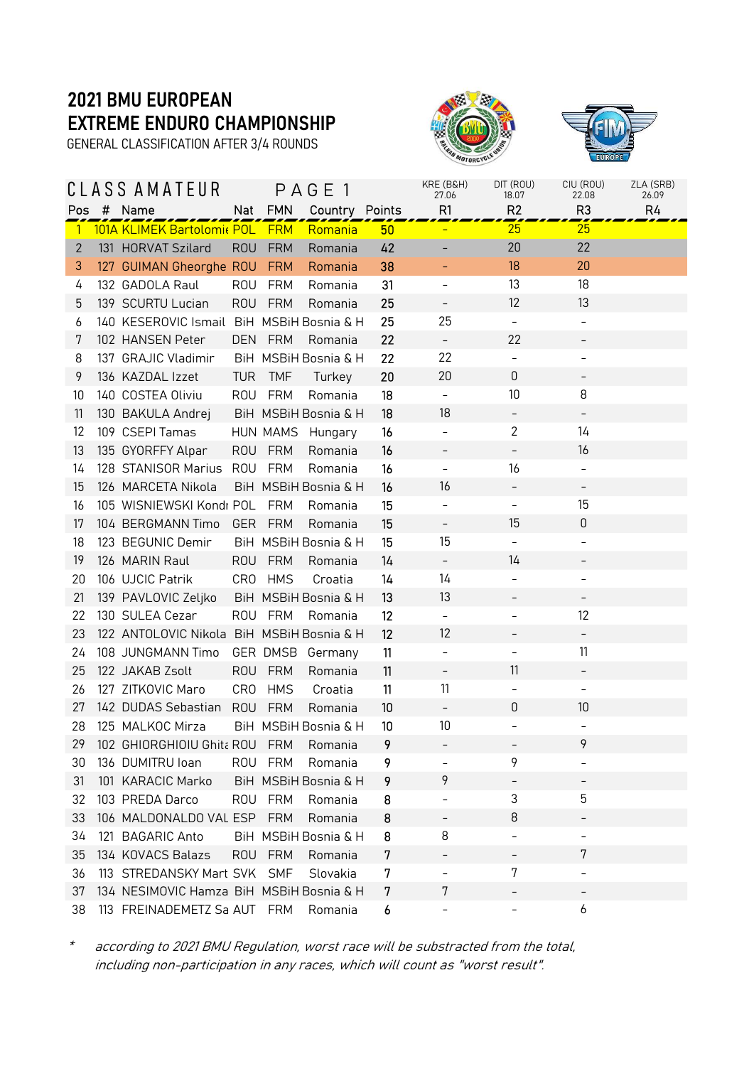# 2021 BMU EUROPEAN EXTREME ENDURO CHAMPIONSHIP

GENERAL CLASSIFICATION AFTER 3/4 ROUNDS

## CLASS AMATEUR PAGE 1

| | | | | | | | KRE (B&H) 27.06 | DIT (ROU) 18.07 | CIU (ROU) 22.08 | ZLA (SRB) 26.09 |
|---|---|---|---|---|---|---|---|---|---|---|
| Pos | # | Name | Nat | FMN | Country | Points | R1 | R2 | R3 | R4 |
| 1 | 101A | KLIMEK Bartolomie | POL | FRM | Romania | 50 | - | 25 | 25 | |
| 2 | 131 | HORVAT Szilard | ROU | FRM | Romania | 42 | - | 20 | 22 | |
| 3 | 127 | GUIMAN Gheorghe | ROU | FRM | Romania | 38 | - | 18 | 20 | |
| 4 | 132 | GADOLA Raul | ROU | FRM | Romania | 31 | - | 13 | 18 | |
| 5 | 139 | SCURTU Lucian | ROU | FRM | Romania | 25 | - | 12 | 13 | |
| 6 | 140 | KESEROVIC Ismail | BiH | MSBiH | Bosnia & H | 25 | 25 | - | - | |
| 7 | 102 | HANSEN Peter | DEN | FRM | Romania | 22 | - | 22 | - | |
| 8 | 137 | GRAJIC Vladimir | BiH | MSBiH | Bosnia & H | 22 | 22 | - | - | |
| 9 | 136 | KAZDAL Izzet | TUR | TMF | Turkey | 20 | 20 | 0 | - | |
| 10 | 140 | COSTEA Oliviu | ROU | FRM | Romania | 18 | - | 10 | 8 | |
| 11 | 130 | BAKULA Andrej | BiH | MSBiH | Bosnia & H | 18 | 18 | - | - | |
| 12 | 109 | CSEPI Tamas | HUN | MAMS | Hungary | 16 | - | 2 | 14 | |
| 13 | 135 | GYORFFY Alpar | ROU | FRM | Romania | 16 | - | - | 16 | |
| 14 | 128 | STANISOR Marius | ROU | FRM | Romania | 16 | - | 16 | - | |
| 15 | 126 | MARCETA Nikola | BiH | MSBiH | Bosnia & H | 16 | 16 | - | - | |
| 16 | 105 | WISNIEWSKI Kondr | POL | FRM | Romania | 15 | - | - | 15 | |
| 17 | 104 | BERGMANN Timo | GER | FRM | Romania | 15 | - | 15 | 0 | |
| 18 | 123 | BEGUNIC Demir | BiH | MSBiH | Bosnia & H | 15 | 15 | - | - | |
| 19 | 126 | MARIN Raul | ROU | FRM | Romania | 14 | - | 14 | - | |
| 20 | 106 | UJCIC Patrik | CRO | HMS | Croatia | 14 | 14 | - | - | |
| 21 | 139 | PAVLOVIC Zeljko | BiH | MSBiH | Bosnia & H | 13 | 13 | - | - | |
| 22 | 130 | SULEA Cezar | ROU | FRM | Romania | 12 | - | - | 12 | |
| 23 | 122 | ANTOLOVIC Nikola | BiH | MSBiH | Bosnia & H | 12 | 12 | - | - | |
| 24 | 108 | JUNGMANN Timo | GER | DMSB | Germany | 11 | - | - | 11 | |
| 25 | 122 | JAKAB Zsolt | ROU | FRM | Romania | 11 | - | 11 | - | |
| 26 | 127 | ZITKOVIC Maro | CRO | HMS | Croatia | 11 | 11 | - | - | |
| 27 | 142 | DUDAS Sebastian | ROU | FRM | Romania | 10 | - | 0 | 10 | |
| 28 | 125 | MALKOC Mirza | BiH | MSBiH | Bosnia & H | 10 | 10 | - | - | |
| 29 | 102 | GHIORGHIOIU Ghit | ROU | FRM | Romania | 9 | - | - | 9 | |
| 30 | 136 | DUMITRU Ioan | ROU | FRM | Romania | 9 | - | 9 | - | |
| 31 | 101 | KARACIC Marko | BiH | MSBiH | Bosnia & H | 9 | 9 | - | - | |
| 32 | 103 | PREDA Darco | ROU | FRM | Romania | 8 | - | 3 | 5 | |
| 33 | 106 | MALDONALDO VAL | ESP | FRM | Romania | 8 | - | 8 | - | |
| 34 | 121 | BAGARIC Anto | BiH | MSBiH | Bosnia & H | 8 | 8 | - | - | |
| 35 | 134 | KOVACS Balazs | ROU | FRM | Romania | 7 | - | - | 7 | |
| 36 | 113 | STREDANSKY Mart | SVK | SMF | Slovakia | 7 | - | 7 | - | |
| 37 | 134 | NESIMOVIC Hamza | BiH | MSBiH | Bosnia & H | 7 | 7 | - | - | |
| 38 | 113 | FREINADEMETZ Sa | AUT | FRM | Romania | 6 | - | - | 6 | |

* *according to 2021 BMU Regulation, worst race will be substracted from the total, including non-participation in any races, which will count as "worst result".*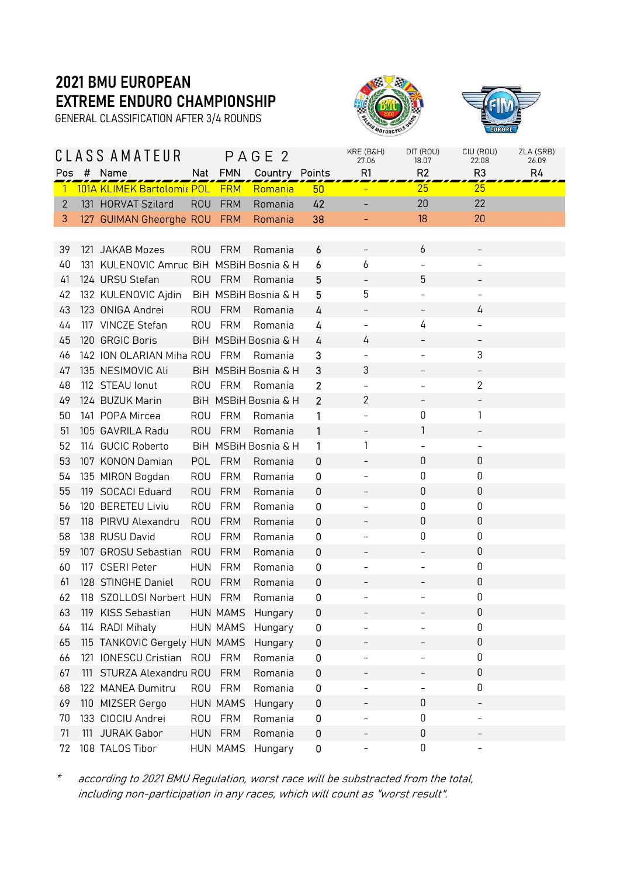# 2021 BMU EUROPEAN EXTREME ENDURO CHAMPIONSHIP

GENERAL CLASSIFICATION AFTER 3/4 ROUNDS

## CLASS AMATEUR PAGE 2

| Pos | # | Name | Nat | FMN | Country | Points | KRE (B&H) 27.06 R1 | DIT (ROU) 18.07 R2 | CIU (ROU) 22.08 R3 | ZLA (SRB) 26.09 R4 |
|---|---|---|---|---|---|---|---|---|---|---|
| 1 | 101A | KLIMEK Bartolomie | POL | FRM | Romania | 50 | - | 25 | 25 | |
| 2 | 131 | HORVAT Szilard | ROU | FRM | Romania | 42 | - | 20 | 22 | |
| 3 | 127 | GUIMAN Gheorghe | ROU | FRM | Romania | 38 | - | 18 | 20 | |
| 39 | 121 | JAKAB Mozes | ROU | FRM | Romania | 6 | - | 6 | - | |
| 40 | 131 | KULENOVIC Amruc | BiH | MSBiH | Bosnia & H | 6 | 6 | - | - | |
| 41 | 124 | URSU Stefan | ROU | FRM | Romania | 5 | - | 5 | - | |
| 42 | 132 | KULENOVIC Ajdin | BiH | MSBiH | Bosnia & H | 5 | 5 | - | - | |
| 43 | 123 | ONIGA Andrei | ROU | FRM | Romania | 4 | - | - | 4 | |
| 44 | 117 | VINCZE Stefan | ROU | FRM | Romania | 4 | - | 4 | - | |
| 45 | 120 | GRGIC Boris | BiH | MSBiH | Bosnia & H | 4 | 4 | - | - | |
| 46 | 142 | ION OLARIAN Miha | ROU | FRM | Romania | 3 | - | - | 3 | |
| 47 | 135 | NESIMOVIC Ali | BiH | MSBiH | Bosnia & H | 3 | 3 | - | - | |
| 48 | 112 | STEAU Ionut | ROU | FRM | Romania | 2 | - | - | 2 | |
| 49 | 124 | BUZUK Marin | BiH | MSBiH | Bosnia & H | 2 | 2 | - | - | |
| 50 | 141 | POPA Mircea | ROU | FRM | Romania | 1 | - | 0 | 1 | |
| 51 | 105 | GAVRILA Radu | ROU | FRM | Romania | 1 | - | 1 | - | |
| 52 | 114 | GUCIC Roberto | BiH | MSBiH | Bosnia & H | 1 | 1 | - | - | |
| 53 | 107 | KONON Damian | POL | FRM | Romania | 0 | - | 0 | 0 | |
| 54 | 135 | MIRON Bogdan | ROU | FRM | Romania | 0 | - | 0 | 0 | |
| 55 | 119 | SOCACI Eduard | ROU | FRM | Romania | 0 | - | 0 | 0 | |
| 56 | 120 | BERETEU Liviu | ROU | FRM | Romania | 0 | - | 0 | 0 | |
| 57 | 118 | PIRVU Alexandru | ROU | FRM | Romania | 0 | - | 0 | 0 | |
| 58 | 138 | RUSU David | ROU | FRM | Romania | 0 | - | 0 | 0 | |
| 59 | 107 | GROSU Sebastian | ROU | FRM | Romania | 0 | - | - | 0 | |
| 60 | 117 | CSERI Peter | HUN | FRM | Romania | 0 | - | - | 0 | |
| 61 | 128 | STINGHE Daniel | ROU | FRM | Romania | 0 | - | - | 0 | |
| 62 | 118 | SZOLLOSI Norbert | HUN | FRM | Romania | 0 | - | - | 0 | |
| 63 | 119 | KISS Sebastian | HUN | MAMS | Hungary | 0 | - | - | 0 | |
| 64 | 114 | RADI Mihaly | HUN | MAMS | Hungary | 0 | - | - | 0 | |
| 65 | 115 | TANKOVIC Gergely | HUN | MAMS | Hungary | 0 | - | - | 0 | |
| 66 | 121 | IONESCU Cristian | ROU | FRM | Romania | 0 | - | - | 0 | |
| 67 | 111 | STURZA Alexandru | ROU | FRM | Romania | 0 | - | - | 0 | |
| 68 | 122 | MANEA Dumitru | ROU | FRM | Romania | 0 | - | - | 0 | |
| 69 | 110 | MIZSER Gergo | HUN | MAMS | Hungary | 0 | - | 0 | - | |
| 70 | 133 | CIOCIU Andrei | ROU | FRM | Romania | 0 | - | 0 | - | |
| 71 | 111 | JURAK Gabor | HUN | FRM | Romania | 0 | - | 0 | - | |
| 72 | 108 | TALOS Tibor | HUN | MAMS | Hungary | 0 | - | 0 | - | |

\* *according to 2021 BMU Regulation, worst race will be substracted from the total, including non-participation in any races, which will count as "worst result".*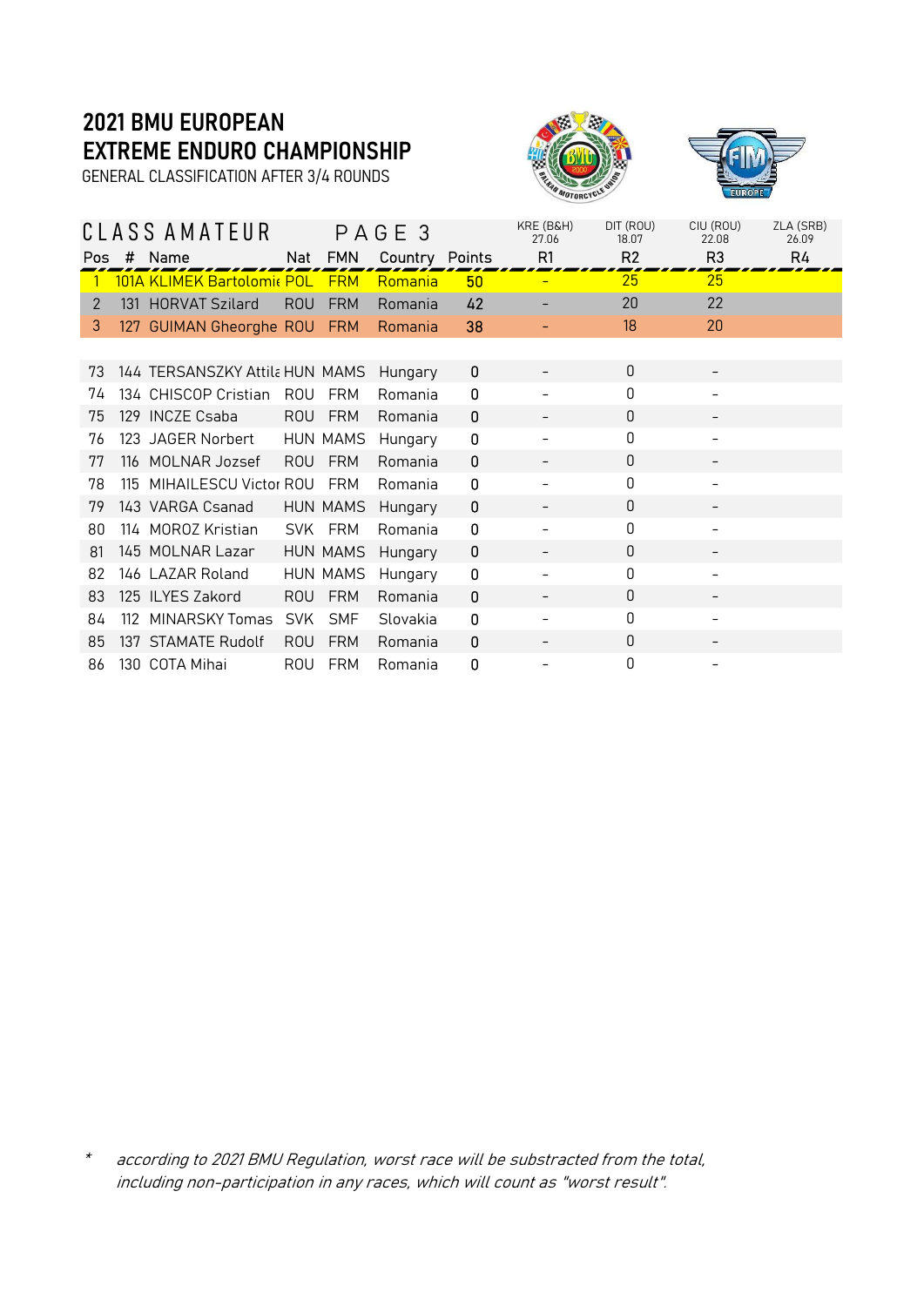# 2021 BMU EUROPEAN EXTREME ENDURO CHAMPIONSHIP

GENERAL CLASSIFICATION AFTER 3/4 ROUNDS

## CLASS AMATEUR PAGE 3

| Pos | # | Name | Nat | FMN | Country | Points | KRE (B&H) 27.06 R1 | DIT (ROU) 18.07 R2 | CIU (ROU) 22.08 R3 | ZLA (SRB) 26.09 R4 |
|---|---|---|---|---|---|---|---|---|---|---|
| 1 | 101A | KLIMEK Bartolomie | POL | FRM | Romania | 50 | - | 25 | 25 | |
| 2 | 131 | HORVAT Szilard | ROU | FRM | Romania | 42 | - | 20 | 22 | |
| 3 | 127 | GUIMAN Gheorghe | ROU | FRM | Romania | 38 | - | 18 | 20 | |
| | | | | | | | | | | |
| 73 | 144 | TERSANSZKY Attila | HUN | MAMS | Hungary | 0 | - | 0 | - | |
| 74 | 134 | CHISCOP Cristian | ROU | FRM | Romania | 0 | - | 0 | - | |
| 75 | 129 | INCZE Csaba | ROU | FRM | Romania | 0 | - | 0 | - | |
| 76 | 123 | JAGER Norbert | HUN | MAMS | Hungary | 0 | - | 0 | - | |
| 77 | 116 | MOLNAR Jozsef | ROU | FRM | Romania | 0 | - | 0 | - | |
| 78 | 115 | MIHAILESCU Victor | ROU | FRM | Romania | 0 | - | 0 | - | |
| 79 | 143 | VARGA Csanad | HUN | MAMS | Hungary | 0 | - | 0 | - | |
| 80 | 114 | MOROZ Kristian | SVK | FRM | Romania | 0 | - | 0 | - | |
| 81 | 145 | MOLNAR Lazar | HUN | MAMS | Hungary | 0 | - | 0 | - | |
| 82 | 146 | LAZAR Roland | HUN | MAMS | Hungary | 0 | - | 0 | - | |
| 83 | 125 | ILYES Zakord | ROU | FRM | Romania | 0 | - | 0 | - | |
| 84 | 112 | MINARSKY Tomas | SVK | SMF | Slovakia | 0 | - | 0 | - | |
| 85 | 137 | STAMATE Rudolf | ROU | FRM | Romania | 0 | - | 0 | - | |
| 86 | 130 | COTA Mihai | ROU | FRM | Romania | 0 | - | 0 | - | |

\* *according to 2021 BMU Regulation, worst race will be substracted from the total, including non-participation in any races, which will count as "worst result".*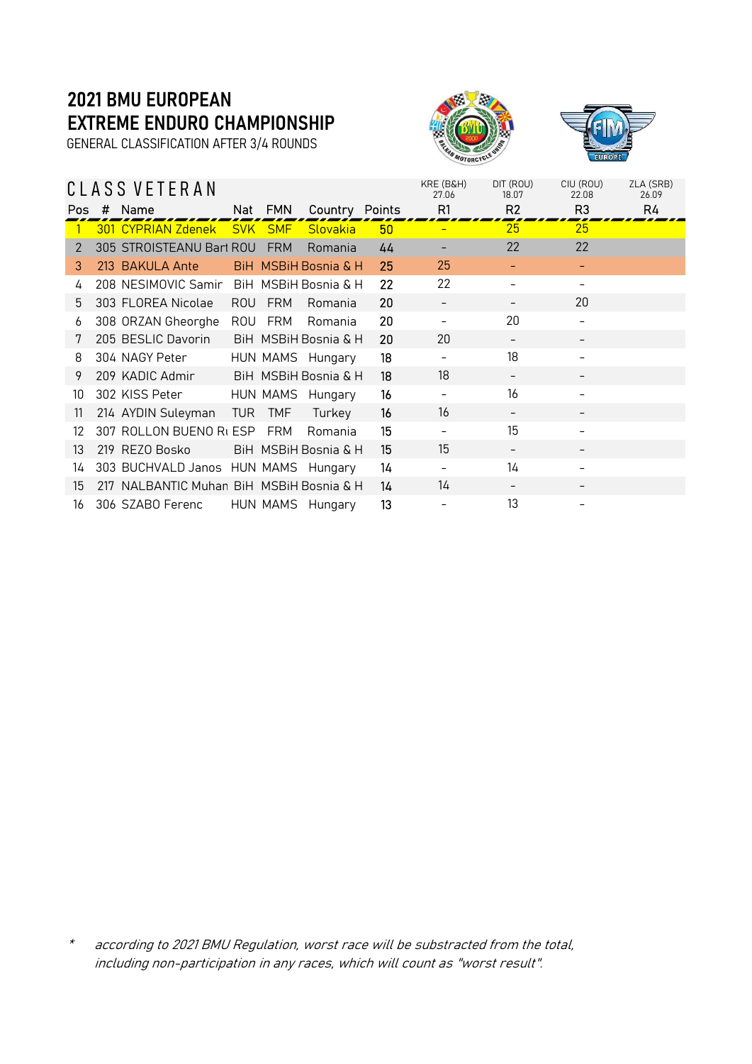# 2021 BMU EUROPEAN EXTREME ENDURO CHAMPIONSHIP

GENERAL CLASSIFICATION AFTER 3/4 ROUNDS

## CLASS VETERAN

| Pos | # | Name | Nat | FMN | Country | Points | KRE (B&H) 27.06 R1 | DIT (ROU) 18.07 R2 | CIU (ROU) 22.08 R3 | ZLA (SRB) 26.09 R4 |
|---|---|---|---|---|---|---|---|---|---|---|
| 1 | 301 | CYPRIAN Zdenek | SVK | SMF | Slovakia | 50 | - | 25 | 25 | |
| 2 | 305 | STROISTEANU Bart | ROU | FRM | Romania | 44 | - | 22 | 22 | |
| 3 | 213 | BAKULA Ante | BiH | MSBiH | Bosnia & H | 25 | 25 | - | - | |
| 4 | 208 | NESIMOVIC Samir | BiH | MSBiH | Bosnia & H | 22 | 22 | - | - | |
| 5 | 303 | FLOREA Nicolae | ROU | FRM | Romania | 20 | - | - | 20 | |
| 6 | 308 | ORZAN Gheorghe | ROU | FRM | Romania | 20 | - | 20 | - | |
| 7 | 205 | BESLIC Davorin | BiH | MSBiH | Bosnia & H | 20 | 20 | - | - | |
| 8 | 304 | NAGY Peter | HUN | MAMS | Hungary | 18 | - | 18 | - | |
| 9 | 209 | KADIC Admir | BiH | MSBiH | Bosnia & H | 18 | 18 | - | - | |
| 10 | 302 | KISS Peter | HUN | MAMS | Hungary | 16 | - | 16 | - | |
| 11 | 214 | AYDIN Suleyman | TUR | TMF | Turkey | 16 | 16 | - | - | |
| 12 | 307 | ROLLON BUENO Ri | ESP | FRM | Romania | 15 | - | 15 | - | |
| 13 | 219 | REZO Bosko | BiH | MSBiH | Bosnia & H | 15 | 15 | - | - | |
| 14 | 303 | BUCHVALD Janos | HUN | MAMS | Hungary | 14 | - | 14 | - | |
| 15 | 217 | NALBANTIC Muhan | BiH | MSBiH | Bosnia & H | 14 | 14 | - | - | |
| 16 | 306 | SZABO Ferenc | HUN | MAMS | Hungary | 13 | - | 13 | - | |

\* *according to 2021 BMU Regulation, worst race will be substracted from the total, including non-participation in any races, which will count as "worst result".*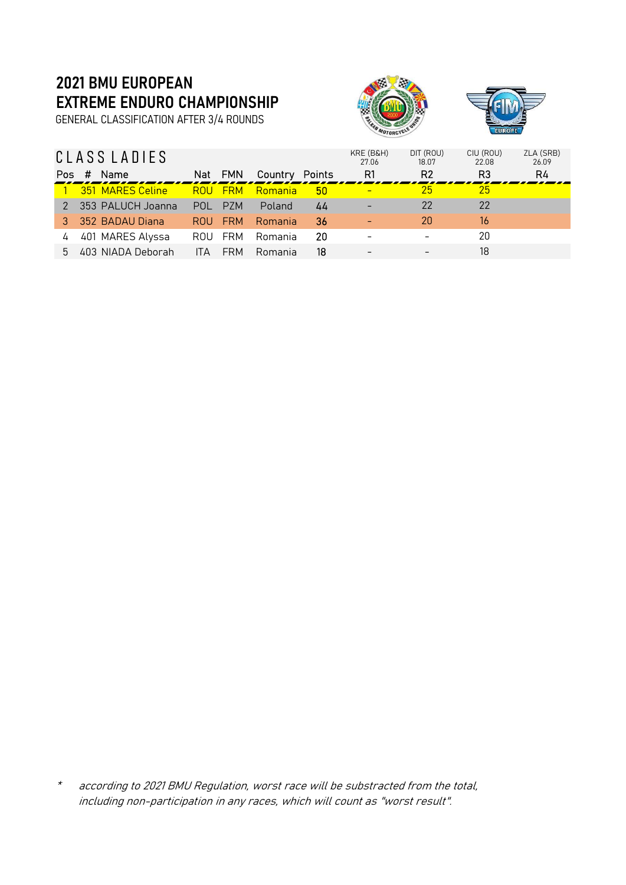# 2021 BMU EUROPEAN EXTREME ENDURO CHAMPIONSHIP

GENERAL CLASSIFICATION AFTER 3/4 ROUNDS

## CLASS LADIES

| | | | | | | | KRE (B&H) 27.06 | DIT (ROU) 18.07 | CIU (ROU) 22.08 | ZLA (SRB) 26.09 |
|---|---|---|---|---|---|---|---|---|---|---|
| Pos | # | Name | Nat | FMN | Country | Points | R1 | R2 | R3 | R4 |
| 1 | 351 | MARES Celine | ROU | FRM | Romania | 50 | - | 25 | 25 | |
| 2 | 353 | PALUCH Joanna | POL | PZM | Poland | 44 | - | 22 | 22 | |
| 3 | 352 | BADAU Diana | ROU | FRM | Romania | 36 | - | 20 | 16 | |
| 4 | 401 | MARES Alyssa | ROU | FRM | Romania | 20 | - | - | 20 | |
| 5 | 403 | NIADA Deborah | ITA | FRM | Romania | 18 | - | - | 18 | |

* *according to 2021 BMU Regulation, worst race will be substracted from the total, including non-participation in any races, which will count as "worst result".*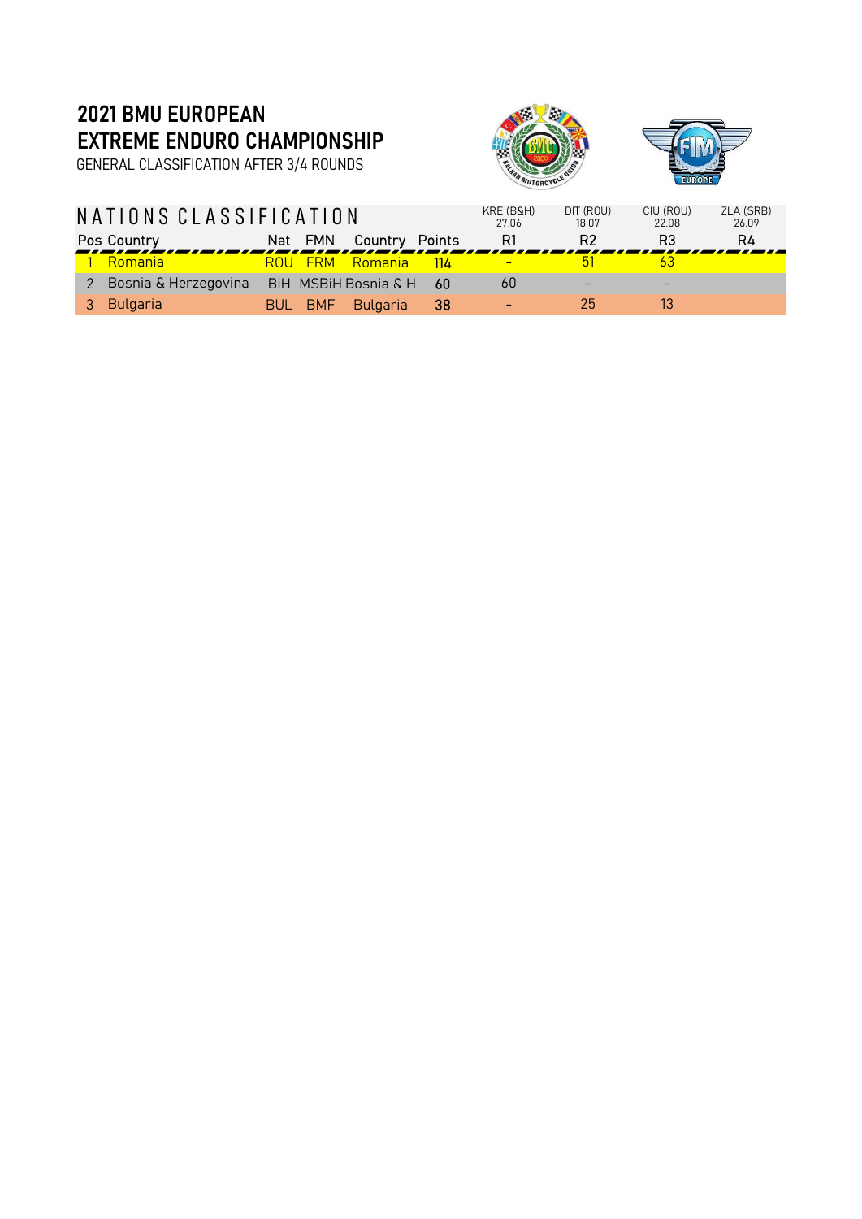# 2021 BMU EUROPEAN EXTREME ENDURO CHAMPIONSHIP

GENERAL CLASSIFICATION AFTER 3/4 ROUNDS

## NATIONS CLASSIFICATION

| | | | | | | KRE (B&H) 27.06 | DIT (ROU) 18.07 | CIU (ROU) 22.08 | ZLA (SRB) 26.09 |
|---|---|---|---|---|---|---|---|---|---|
| Pos | Country | Nat | FMN | Country | Points | R1 | R2 | R3 | R4 |
| 1 | Romania | ROU | FRM | Romania | 114 | - | 51 | 63 | |
| 2 | Bosnia & Herzegovina | BiH | MSBiH | Bosnia & H | 60 | 60 | - | - | |
| 3 | Bulgaria | BUL | BMF | Bulgaria | 38 | - | 25 | 13 | |